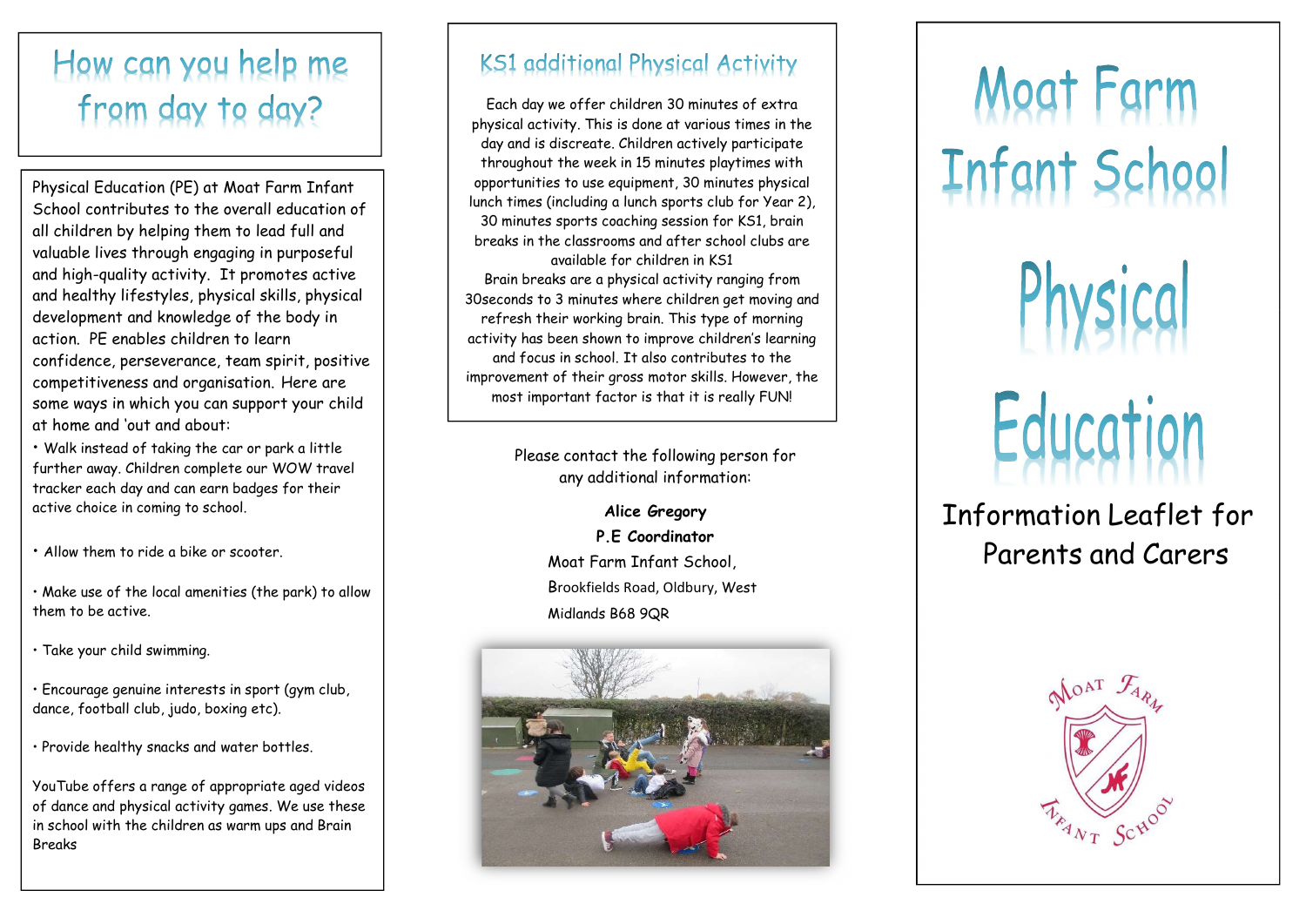## How can you help me from day to day?

Physical Education (PE) at Moat Farm Infant School contributes to the overall education of all children by helping them to lead full and valuable lives through engaging in purposeful and high-quality activity. It promotes active and healthy lifestyles, physical skills, physical development and knowledge of the body in action. PE enables children to learn confidence, perseverance, team spirit, positive competitiveness and organisation. Here are some ways in which you can support your child at home and 'out and about:

- Walk instead of taking the car or park a little further away. Children complete our WOW travel tracker each day and can earn badges for their active choice in coming to school.
- Allow them to ride a bike or scooter.
- Make use of the local amenities (the park) to allow them to be active.
- Take your child swimming.
- Encourage genuine interests in sport (gym club, dance, football club, judo, boxing etc).
- Provide healthy snacks and water bottles.

YouTube offers a range of appropriate aged videos of dance and physical activity games. We use these in school with the children as warm ups and Brain Breaks

## KS1 additional Physical Activity

Each day we offer children 30 minutes of extra physical activity. This is done at various times in the day and is discreate. Children actively participate throughout the week in 15 minutes playtimes with opportunities to use equipment, 30 minutes physical lunch times (including a lunch sports club for Year 2), 30 minutes sports coaching session for KS1, brain breaks in the classrooms and after school clubs are available for children in KS1

Brain breaks are a physical activity ranging from 30seconds to 3 minutes where children get moving and refresh their working brain. This type of morning activity has been shown to improve children's learning and focus in school. It also contributes to the improvement of their gross motor skills. However, the most important factor is that it is really FUN!

Please contact the following person for any additional information:

**Alice Gregory**
**P.E Coordinator**
Moat Farm Infant School,
Brookfields Road, Oldbury, West Midlands B68 9QR

# Moat Farm Infant School

# Physical Education

Information Leaflet for Parents and Carers

Moat Farm Infant School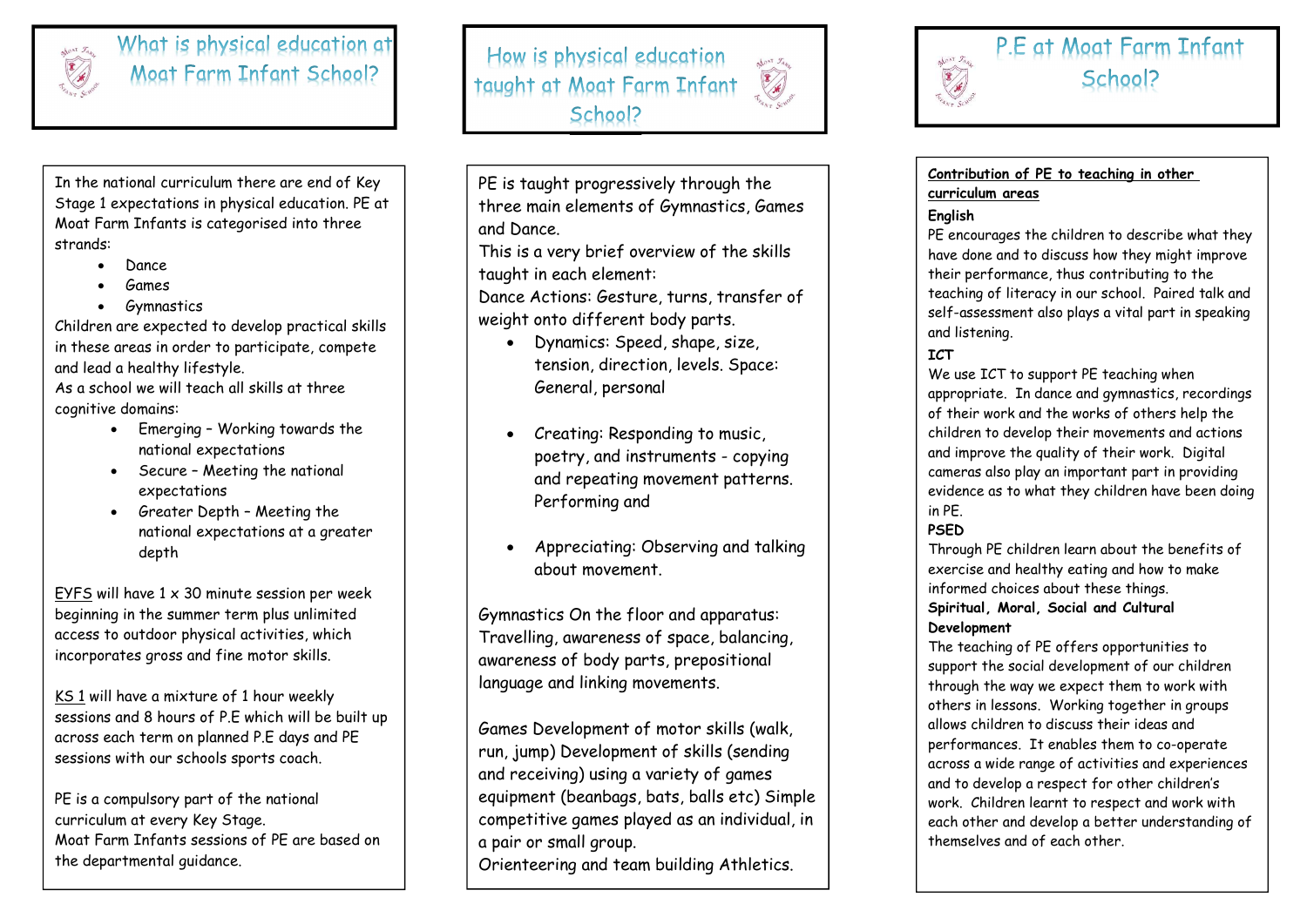# What is physical education at Moat Farm Infant School?

In the national curriculum there are end of Key Stage 1 expectations in physical education. PE at Moat Farm Infants is categorised into three strands:

- Dance
- Games
- Gymnastics

Children are expected to develop practical skills in these areas in order to participate, compete and lead a healthy lifestyle.
As a school we will teach all skills at three cognitive domains:

- Emerging – Working towards the national expectations
- Secure – Meeting the national expectations
- Greater Depth – Meeting the national expectations at a greater depth

EYFS will have 1 x 30 minute session per week beginning in the summer term plus unlimited access to outdoor physical activities, which incorporates gross and fine motor skills.

KS 1 will have a mixture of 1 hour weekly sessions and 8 hours of P.E which will be built up across each term on planned P.E days and PE sessions with our schools sports coach.

PE is a compulsory part of the national curriculum at every Key Stage.
Moat Farm Infants sessions of PE are based on the departmental guidance.

# How is physical education taught at Moat Farm Infant School?

PE is taught progressively through the three main elements of Gymnastics, Games and Dance.
This is a very brief overview of the skills taught in each element:
Dance Actions: Gesture, turns, transfer of weight onto different body parts.

- Dynamics: Speed, shape, size, tension, direction, levels. Space: General, personal
- Creating: Responding to music, poetry, and instruments - copying and repeating movement patterns. Performing and
- Appreciating: Observing and talking about movement.

Gymnastics On the floor and apparatus: Travelling, awareness of space, balancing, awareness of body parts, prepositional language and linking movements.

Games Development of motor skills (walk, run, jump) Development of skills (sending and receiving) using a variety of games equipment (beanbags, bats, balls etc) Simple competitive games played as an individual, in a pair or small group.
Orienteering and team building Athletics.

# P.E at Moat Farm Infant School?

**Contribution of PE to teaching in other curriculum areas**

**English**
PE encourages the children to describe what they have done and to discuss how they might improve their performance, thus contributing to the teaching of literacy in our school. Paired talk and self-assessment also plays a vital part in speaking and listening.

**ICT**
We use ICT to support PE teaching when appropriate. In dance and gymnastics, recordings of their work and the works of others help the children to develop their movements and actions and improve the quality of their work. Digital cameras also play an important part in providing evidence as to what they children have been doing in PE.

**PSED**
Through PE children learn about the benefits of exercise and healthy eating and how to make informed choices about these things.

**Spiritual, Moral, Social and Cultural Development**
The teaching of PE offers opportunities to support the social development of our children through the way we expect them to work with others in lessons. Working together in groups allows children to discuss their ideas and performances. It enables them to co-operate across a wide range of activities and experiences and to develop a respect for other children's work. Children learnt to respect and work with each other and develop a better understanding of themselves and of each other.